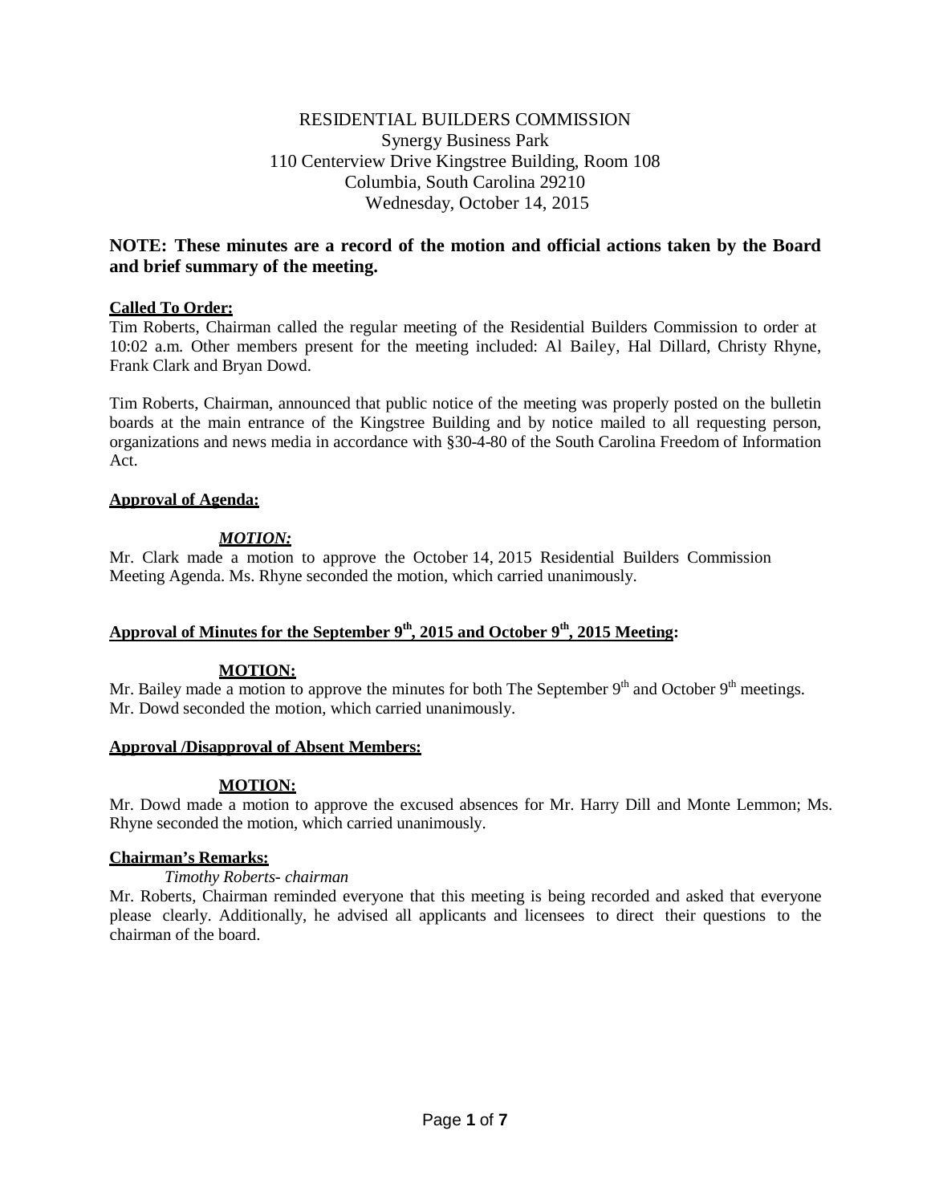RESIDENTIAL BUILDERS COMMISSION
Synergy Business Park
110 Centerview Drive Kingstree Building, Room 108
Columbia, South Carolina 29210
Wednesday, October 14, 2015

**NOTE: These minutes are a record of the motion and official actions taken by the Board and brief summary of the meeting.**

**Called To Order:**

Tim Roberts, Chairman called the regular meeting of the Residential Builders Commission to order at 10:02 a.m. Other members present for the meeting included: Al Bailey, Hal Dillard, Christy Rhyne, Frank Clark and Bryan Dowd.

Tim Roberts, Chairman, announced that public notice of the meeting was properly posted on the bulletin boards at the main entrance of the Kingstree Building and by notice mailed to all requesting person, organizations and news media in accordance with §30-4-80 of the South Carolina Freedom of Information Act.

**Approval of Agenda:**

***MOTION:***

Mr. Clark made a motion to approve the October 14, 2015 Residential Builders Commission Meeting Agenda. Ms. Rhyne seconded the motion, which carried unanimously.

**Approval of Minutes for the September 9th, 2015 and October 9th, 2015 Meeting:**

**MOTION:**

Mr. Bailey made a motion to approve the minutes for both The September 9th and October 9th meetings. Mr. Dowd seconded the motion, which carried unanimously.

**Approval /Disapproval of Absent Members:**

**MOTION:**

Mr. Dowd made a motion to approve the excused absences for Mr. Harry Dill and Monte Lemmon; Ms. Rhyne seconded the motion, which carried unanimously.

**Chairman's Remarks:**

*Timothy Roberts- chairman*

Mr. Roberts, Chairman reminded everyone that this meeting is being recorded and asked that everyone please clearly. Additionally, he advised all applicants and licensees to direct their questions to the chairman of the board.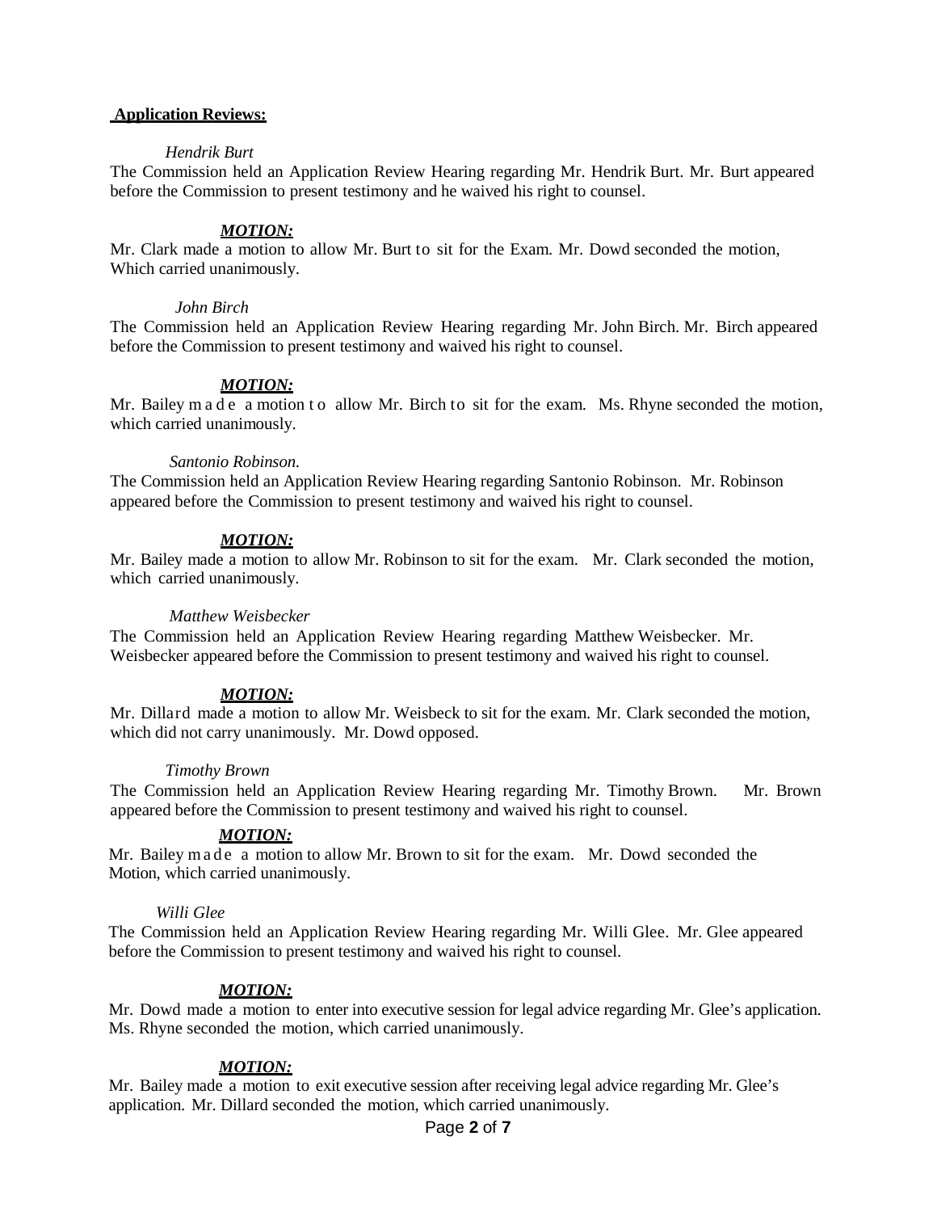**Application Reviews:**

*Hendrik Burt*

The Commission held an Application Review Hearing regarding Mr. Hendrik Burt. Mr. Burt appeared before the Commission to present testimony and he waived his right to counsel.

***MOTION:***

Mr. Clark made a motion to allow Mr. Burt to sit for the Exam. Mr. Dowd seconded the motion, Which carried unanimously.

*John Birch*

The Commission held an Application Review Hearing regarding Mr. John Birch. Mr. Birch appeared before the Commission to present testimony and waived his right to counsel.

***MOTION:***

Mr. Bailey made a motion to allow Mr. Birch to sit for the exam. Ms. Rhyne seconded the motion, which carried unanimously.

*Santonio Robinson.*

The Commission held an Application Review Hearing regarding Santonio Robinson. Mr. Robinson appeared before the Commission to present testimony and waived his right to counsel.

***MOTION:***

Mr. Bailey made a motion to allow Mr. Robinson to sit for the exam. Mr. Clark seconded the motion, which carried unanimously.

*Matthew Weisbecker*

The Commission held an Application Review Hearing regarding Matthew Weisbecker. Mr. Weisbecker appeared before the Commission to present testimony and waived his right to counsel.

***MOTION:***

Mr. Dillard made a motion to allow Mr. Weisbeck to sit for the exam. Mr. Clark seconded the motion, which did not carry unanimously. Mr. Dowd opposed.

*Timothy Brown*

The Commission held an Application Review Hearing regarding Mr. Timothy Brown. Mr. Brown appeared before the Commission to present testimony and waived his right to counsel.

***MOTION:***

Mr. Bailey made a motion to allow Mr. Brown to sit for the exam. Mr. Dowd seconded the Motion, which carried unanimously.

*Willi Glee*

The Commission held an Application Review Hearing regarding Mr. Willi Glee. Mr. Glee appeared before the Commission to present testimony and waived his right to counsel.

***MOTION:***

Mr. Dowd made a motion to enter into executive session for legal advice regarding Mr. Glee's application. Ms. Rhyne seconded the motion, which carried unanimously.

***MOTION:***

Mr. Bailey made a motion to exit executive session after receiving legal advice regarding Mr. Glee's application. Mr. Dillard seconded the motion, which carried unanimously.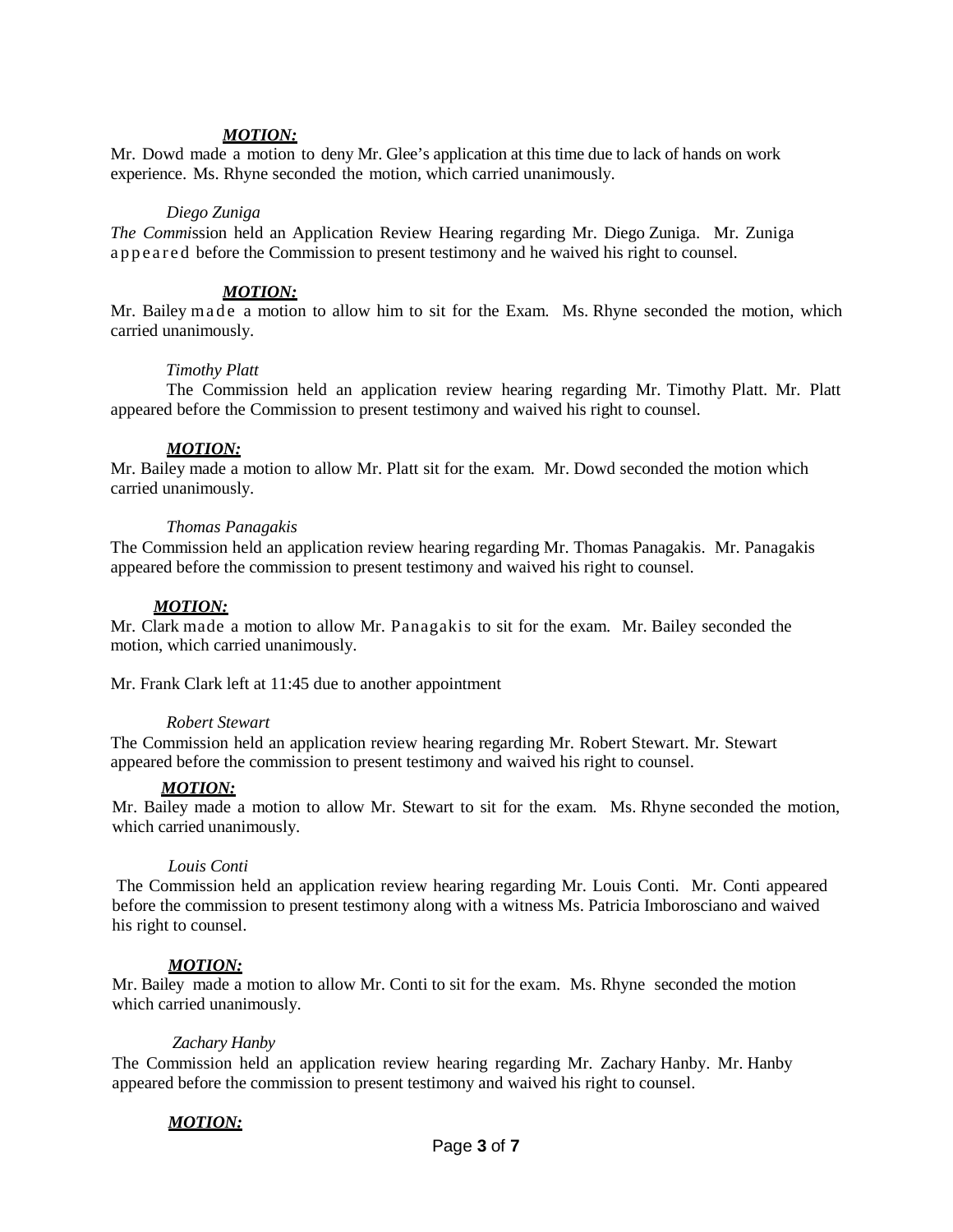***MOTION:***

Mr. Dowd made a motion to deny Mr. Glee's application at this time due to lack of hands on work experience. Ms. Rhyne seconded the motion, which carried unanimously.

*Diego Zuniga*

*The Commi*ssion held an Application Review Hearing regarding Mr. Diego Zuniga. Mr. Zuniga appeared before the Commission to present testimony and he waived his right to counsel.

***MOTION:***

Mr. Bailey made a motion to allow him to sit for the Exam. Ms. Rhyne seconded the motion, which carried unanimously.

*Timothy Platt*

The Commission held an application review hearing regarding Mr. Timothy Platt. Mr. Platt appeared before the Commission to present testimony and waived his right to counsel.

***MOTION:***

Mr. Bailey made a motion to allow Mr. Platt sit for the exam. Mr. Dowd seconded the motion which carried unanimously.

*Thomas Panagakis*

The Commission held an application review hearing regarding Mr. Thomas Panagakis. Mr. Panagakis appeared before the commission to present testimony and waived his right to counsel.

***MOTION:***

Mr. Clark made a motion to allow Mr. Panagakis to sit for the exam. Mr. Bailey seconded the motion, which carried unanimously.

Mr. Frank Clark left at 11:45 due to another appointment

*Robert Stewart*

The Commission held an application review hearing regarding Mr. Robert Stewart. Mr. Stewart appeared before the commission to present testimony and waived his right to counsel.

***MOTION:***

Mr. Bailey made a motion to allow Mr. Stewart to sit for the exam. Ms. Rhyne seconded the motion, which carried unanimously.

*Louis Conti*

The Commission held an application review hearing regarding Mr. Louis Conti. Mr. Conti appeared before the commission to present testimony along with a witness Ms. Patricia Imborosciano and waived his right to counsel.

***MOTION:***

Mr. Bailey made a motion to allow Mr. Conti to sit for the exam. Ms. Rhyne seconded the motion which carried unanimously.

*Zachary Hanby*

The Commission held an application review hearing regarding Mr. Zachary Hanby. Mr. Hanby appeared before the commission to present testimony and waived his right to counsel.

***MOTION:***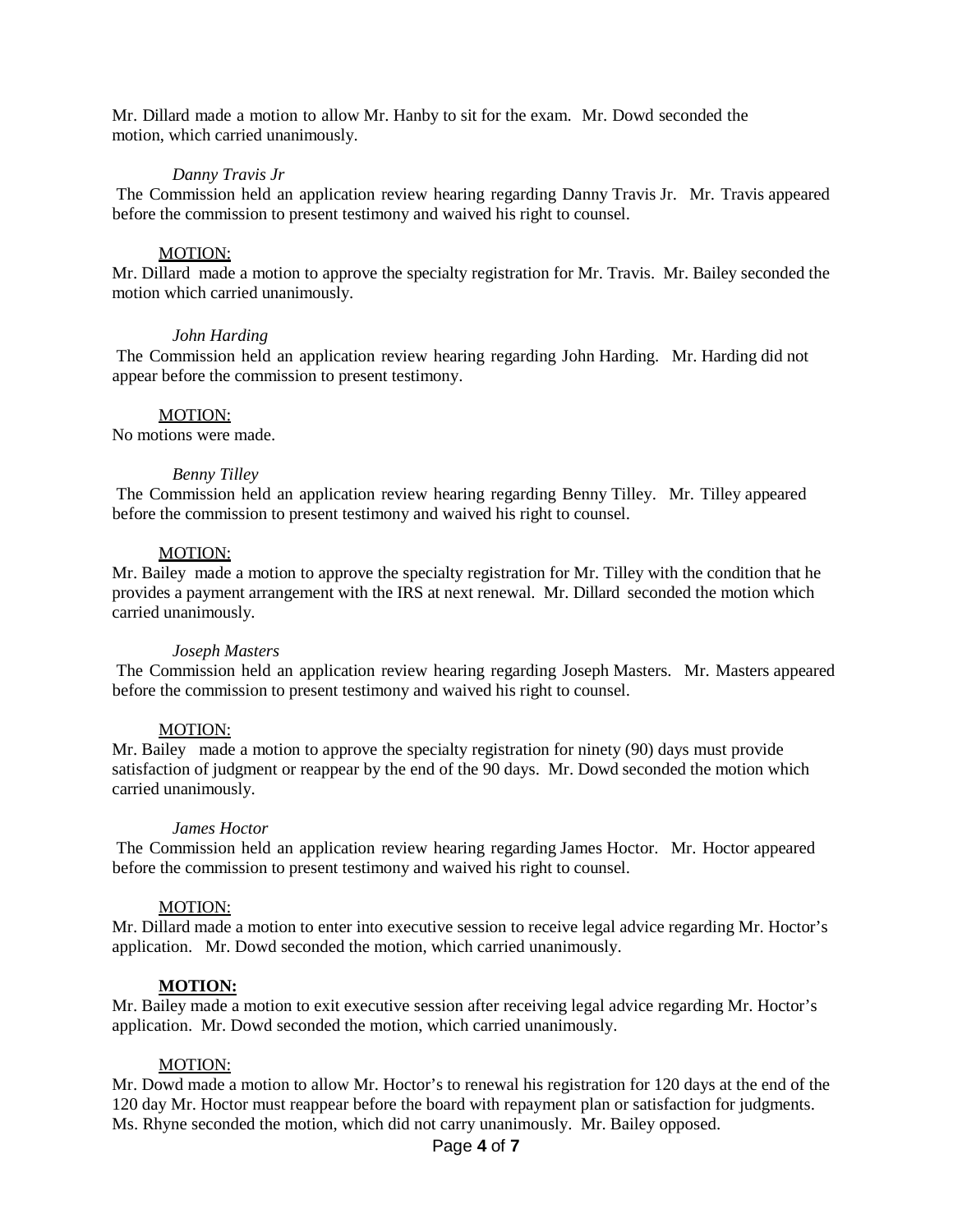Mr. Dillard made a motion to allow Mr. Hanby to sit for the exam. Mr. Dowd seconded the motion, which carried unanimously.

*Danny Travis Jr*

The Commission held an application review hearing regarding Danny Travis Jr. Mr. Travis appeared before the commission to present testimony and waived his right to counsel.

MOTION:

Mr. Dillard made a motion to approve the specialty registration for Mr. Travis. Mr. Bailey seconded the motion which carried unanimously.

*John Harding*

The Commission held an application review hearing regarding John Harding. Mr. Harding did not appear before the commission to present testimony.

MOTION:

No motions were made.

*Benny Tilley*

The Commission held an application review hearing regarding Benny Tilley. Mr. Tilley appeared before the commission to present testimony and waived his right to counsel.

MOTION:

Mr. Bailey made a motion to approve the specialty registration for Mr. Tilley with the condition that he provides a payment arrangement with the IRS at next renewal. Mr. Dillard seconded the motion which carried unanimously.

*Joseph Masters*

The Commission held an application review hearing regarding Joseph Masters. Mr. Masters appeared before the commission to present testimony and waived his right to counsel.

MOTION:

Mr. Bailey made a motion to approve the specialty registration for ninety (90) days must provide satisfaction of judgment or reappear by the end of the 90 days. Mr. Dowd seconded the motion which carried unanimously.

*James Hoctor*

The Commission held an application review hearing regarding James Hoctor. Mr. Hoctor appeared before the commission to present testimony and waived his right to counsel.

MOTION:

Mr. Dillard made a motion to enter into executive session to receive legal advice regarding Mr. Hoctor's application. Mr. Dowd seconded the motion, which carried unanimously.

**MOTION:**

Mr. Bailey made a motion to exit executive session after receiving legal advice regarding Mr. Hoctor's application. Mr. Dowd seconded the motion, which carried unanimously.

MOTION:

Mr. Dowd made a motion to allow Mr. Hoctor's to renewal his registration for 120 days at the end of the 120 day Mr. Hoctor must reappear before the board with repayment plan or satisfaction for judgments. Ms. Rhyne seconded the motion, which did not carry unanimously. Mr. Bailey opposed.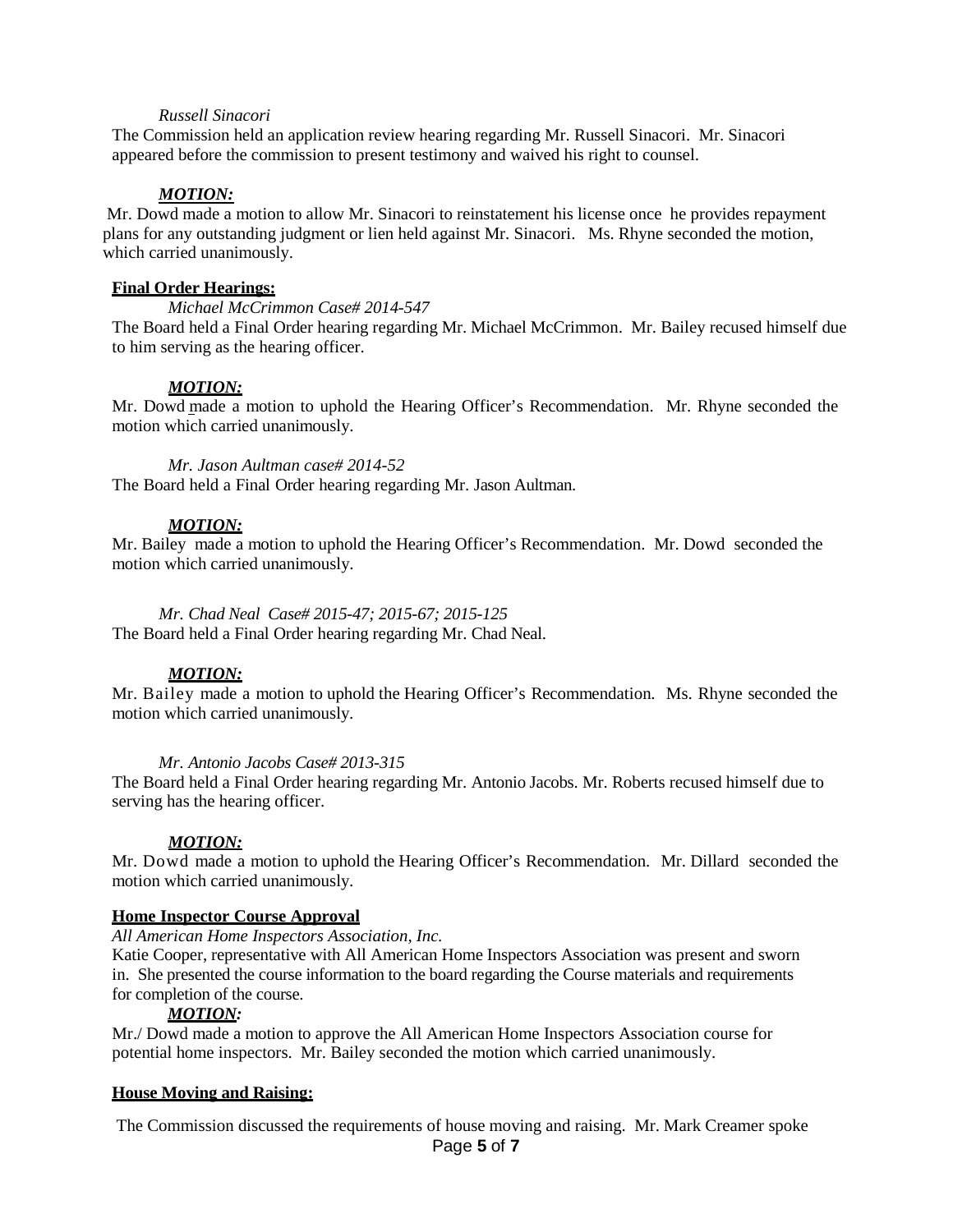*Russell Sinacori*

The Commission held an application review hearing regarding Mr. Russell Sinacori. Mr. Sinacori appeared before the commission to present testimony and waived his right to counsel.

***MOTION:***

Mr. Dowd made a motion to allow Mr. Sinacori to reinstatement his license once he provides repayment plans for any outstanding judgment or lien held against Mr. Sinacori. Ms. Rhyne seconded the motion, which carried unanimously.

**Final Order Hearings:**

*Michael McCrimmon Case# 2014-547*

The Board held a Final Order hearing regarding Mr. Michael McCrimmon. Mr. Bailey recused himself due to him serving as the hearing officer.

***MOTION:***

Mr. Dowd made a motion to uphold the Hearing Officer's Recommendation. Mr. Rhyne seconded the motion which carried unanimously.

*Mr. Jason Aultman case# 2014-52*

The Board held a Final Order hearing regarding Mr. Jason Aultman.

***MOTION:***

Mr. Bailey made a motion to uphold the Hearing Officer's Recommendation. Mr. Dowd seconded the motion which carried unanimously.

*Mr. Chad Neal Case# 2015-47; 2015-67; 2015-125*

The Board held a Final Order hearing regarding Mr. Chad Neal.

***MOTION:***

Mr. Bailey made a motion to uphold the Hearing Officer's Recommendation. Ms. Rhyne seconded the motion which carried unanimously.

*Mr. Antonio Jacobs Case# 2013-315*

The Board held a Final Order hearing regarding Mr. Antonio Jacobs. Mr. Roberts recused himself due to serving has the hearing officer.

***MOTION:***

Mr. Dowd made a motion to uphold the Hearing Officer's Recommendation. Mr. Dillard seconded the motion which carried unanimously.

**Home Inspector Course Approval**

*All American Home Inspectors Association, Inc.*

Katie Cooper, representative with All American Home Inspectors Association was present and sworn in. She presented the course information to the board regarding the Course materials and requirements for completion of the course.

***MOTION:***

Mr./ Dowd made a motion to approve the All American Home Inspectors Association course for potential home inspectors. Mr. Bailey seconded the motion which carried unanimously.

**House Moving and Raising:**

The Commission discussed the requirements of house moving and raising. Mr. Mark Creamer spoke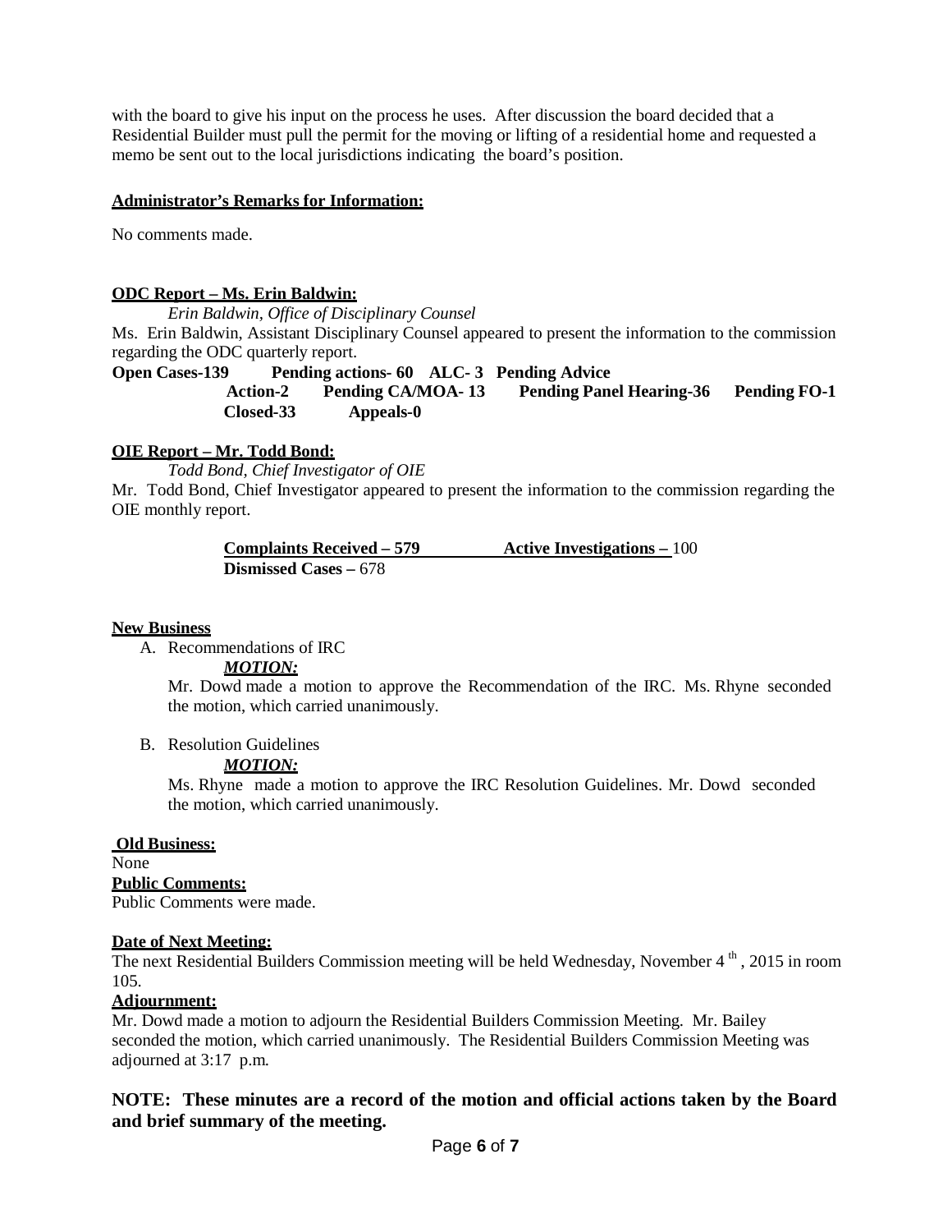with the board to give his input on the process he uses. After discussion the board decided that a Residential Builder must pull the permit for the moving or lifting of a residential home and requested a memo be sent out to the local jurisdictions indicating the board's position.

**Administrator's Remarks for Information:**

No comments made.

**ODC Report – Ms. Erin Baldwin:**

*Erin Baldwin, Office of Disciplinary Counsel*

Ms. Erin Baldwin, Assistant Disciplinary Counsel appeared to present the information to the commission regarding the ODC quarterly report.

**Open Cases-139 Pending actions- 60 ALC- 3 Pending Advice Action-2 Pending CA/MOA- 13 Pending Panel Hearing-36 Pending FO-1 Closed-33 Appeals-0**

**OIE Report – Mr. Todd Bond:**

*Todd Bond, Chief Investigator of OIE*

Mr. Todd Bond, Chief Investigator appeared to present the information to the commission regarding the OIE monthly report.

**Complaints Received – 579** **Active Investigations –** 100
**Dismissed Cases –** 678

**New Business**

A. Recommendations of IRC

*MOTION:*

Mr. Dowd made a motion to approve the Recommendation of the IRC. Ms. Rhyne seconded the motion, which carried unanimously.

B. Resolution Guidelines

*MOTION:*

Ms. Rhyne made a motion to approve the IRC Resolution Guidelines. Mr. Dowd seconded the motion, which carried unanimously.

**Old Business:**

None

**Public Comments:**

Public Comments were made.

**Date of Next Meeting:**

The next Residential Builders Commission meeting will be held Wednesday, November 4th, 2015 in room 105.

**Adjournment:**

Mr. Dowd made a motion to adjourn the Residential Builders Commission Meeting. Mr. Bailey seconded the motion, which carried unanimously. The Residential Builders Commission Meeting was adjourned at 3:17 p.m.

**NOTE: These minutes are a record of the motion and official actions taken by the Board and brief summary of the meeting.**